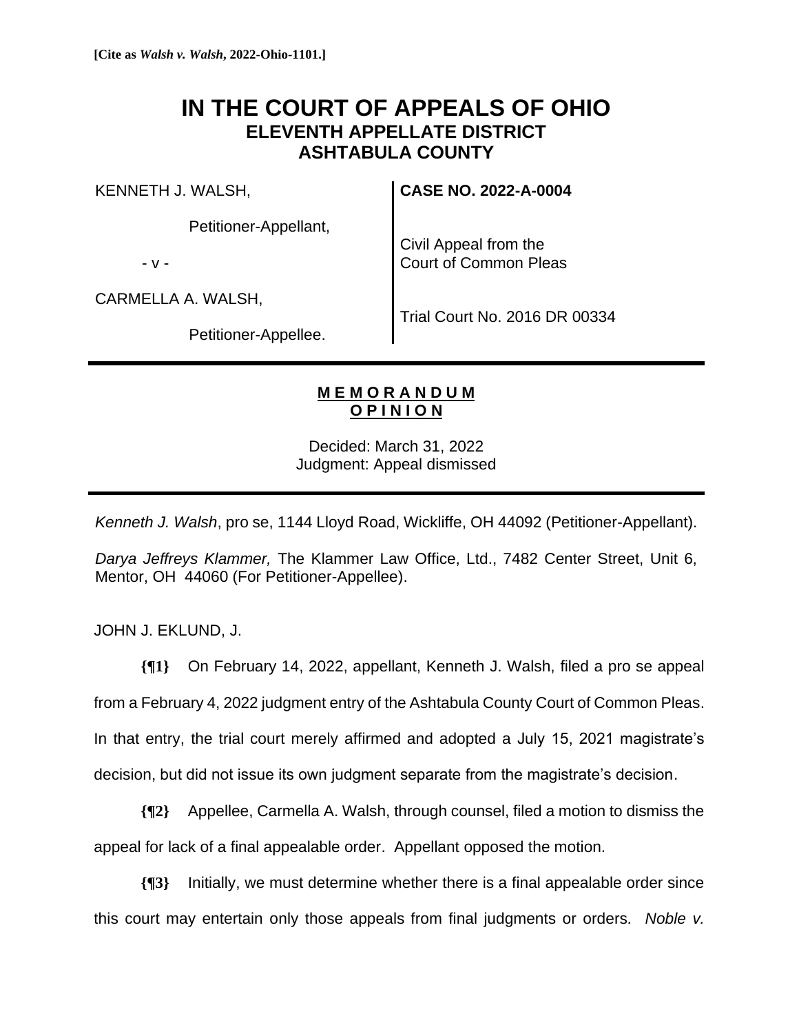**[Cite as *Walsh v. Walsh*, 2022-Ohio-1101.]**

# IN THE COURT OF APPEALS OF OHIO
## ELEVENTH APPELLATE DISTRICT
## ASHTABULA COUNTY

KENNETH J. WALSH,

Petitioner-Appellant,

- v -

CARMELLA A. WALSH,

Petitioner-Appellee.

**CASE NO. 2022-A-0004**

Civil Appeal from the Court of Common Pleas

Trial Court No. 2016 DR 00334

---

**M E M O R A N D U M**
**O P I N I O N**

Decided: March 31, 2022
Judgment: Appeal dismissed

---

*Kenneth J. Walsh*, pro se, 1144 Lloyd Road, Wickliffe, OH 44092 (Petitioner-Appellant).

*Darya Jeffreys Klammer,* The Klammer Law Office, Ltd., 7482 Center Street, Unit 6, Mentor, OH 44060 (For Petitioner-Appellee).

JOHN J. EKLUND, J.

**{¶1}** On February 14, 2022, appellant, Kenneth J. Walsh, filed a pro se appeal from a February 4, 2022 judgment entry of the Ashtabula County Court of Common Pleas. In that entry, the trial court merely affirmed and adopted a July 15, 2021 magistrate's decision, but did not issue its own judgment separate from the magistrate's decision.

**{¶2}** Appellee, Carmella A. Walsh, through counsel, filed a motion to dismiss the appeal for lack of a final appealable order. Appellant opposed the motion.

**{¶3}** Initially, we must determine whether there is a final appealable order since this court may entertain only those appeals from final judgments or orders. *Noble v.*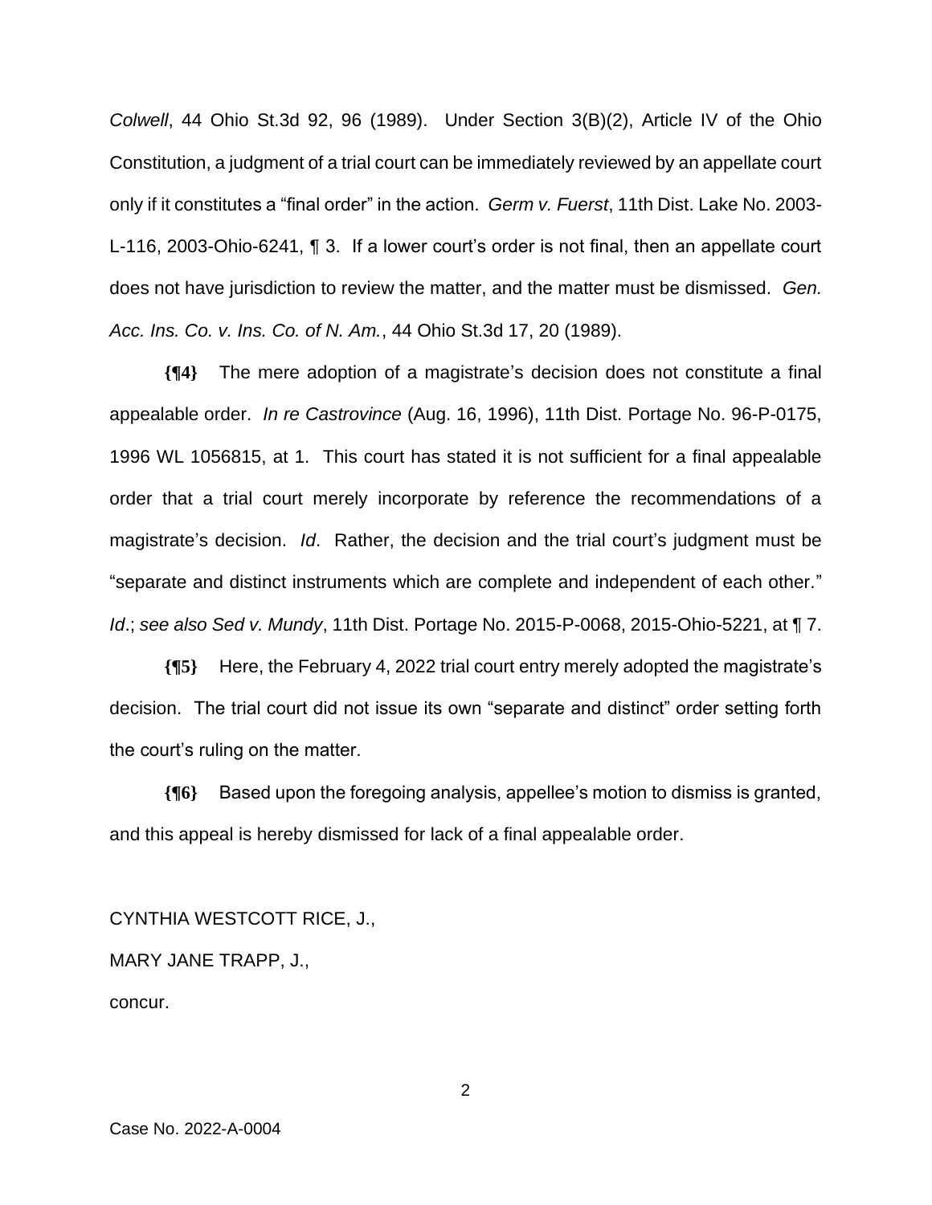*Colwell*, 44 Ohio St.3d 92, 96 (1989). Under Section 3(B)(2), Article IV of the Ohio Constitution, a judgment of a trial court can be immediately reviewed by an appellate court only if it constitutes a "final order" in the action. *Germ v. Fuerst*, 11th Dist. Lake No. 2003-L-116, 2003-Ohio-6241, ¶ 3. If a lower court's order is not final, then an appellate court does not have jurisdiction to review the matter, and the matter must be dismissed. *Gen. Acc. Ins. Co. v. Ins. Co. of N. Am.*, 44 Ohio St.3d 17, 20 (1989).

**{¶4}** The mere adoption of a magistrate's decision does not constitute a final appealable order. *In re Castrovince* (Aug. 16, 1996), 11th Dist. Portage No. 96-P-0175, 1996 WL 1056815, at 1. This court has stated it is not sufficient for a final appealable order that a trial court merely incorporate by reference the recommendations of a magistrate's decision. *Id*. Rather, the decision and the trial court's judgment must be "separate and distinct instruments which are complete and independent of each other." *Id*.; *see also Sed v. Mundy*, 11th Dist. Portage No. 2015-P-0068, 2015-Ohio-5221, at ¶ 7.

**{¶5}** Here, the February 4, 2022 trial court entry merely adopted the magistrate's decision. The trial court did not issue its own "separate and distinct" order setting forth the court's ruling on the matter.

**{¶6}** Based upon the foregoing analysis, appellee's motion to dismiss is granted, and this appeal is hereby dismissed for lack of a final appealable order.

CYNTHIA WESTCOTT RICE, J.,

MARY JANE TRAPP, J.,

concur.